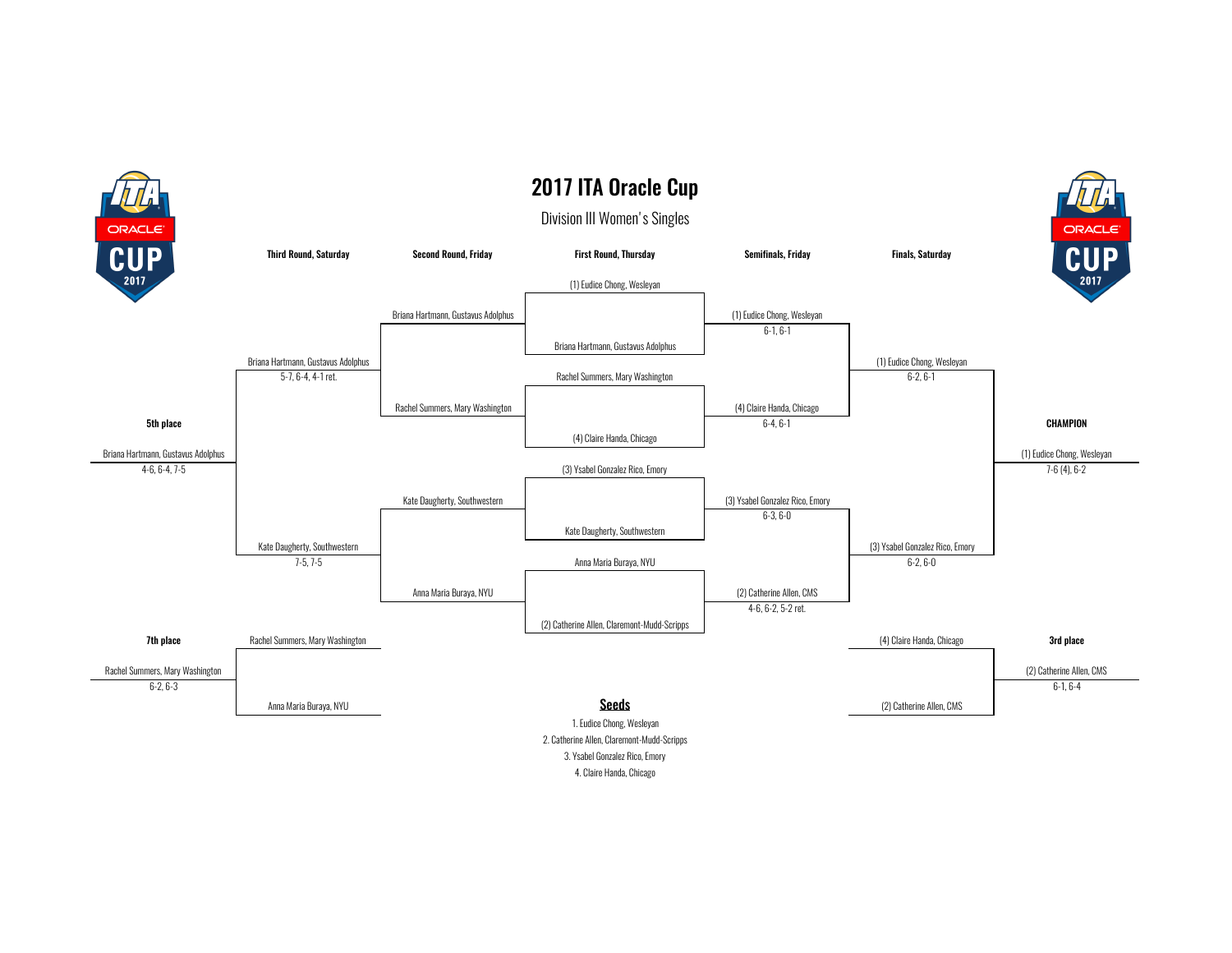# 2017 ITA Oracle Cup

## Division III Women's Singles

### First Round, Thursday

| Match | Player 1 | Player 2 |
|---|---|---|
| 1 | (1) Eudice Chong, Wesleyan | Briana Hartmann, Gustavus Adolphus |
| 2 | Rachel Summers, Mary Washington | (4) Claire Handa, Chicago |
| 3 | (3) Ysabel Gonzalez Rico, Emory | Kate Daugherty, Southwestern |
| 4 | Anna Maria Buraya, NYU | (2) Catherine Allen, Claremont-Mudd-Scripps |

### Semifinals, Friday

| Winner | Score |
|---|---|
| (1) Eudice Chong, Wesleyan | 6-1, 6-1 |
| (4) Claire Handa, Chicago | 6-4, 6-1 |
| (3) Ysabel Gonzalez Rico, Emory | 6-3, 6-0 |
| (2) Catherine Allen, CMS | 4-6, 6-2, 5-2 ret. |

### Finals, Saturday

| Winner | Score |
|---|---|
| (1) Eudice Chong, Wesleyan | 6-2, 6-1 |
| (3) Ysabel Gonzalez Rico, Emory | 6-2, 6-0 |

**CHAMPION**

(1) Eudice Chong, Wesleyan
7-6 (4), 6-2

**3rd place**

(4) Claire Handa, Chicago vs. (2) Catherine Allen, CMS

(2) Catherine Allen, CMS
6-1, 6-4

### Second Round, Friday

- Briana Hartmann, Gustavus Adolphus
- Rachel Summers, Mary Washington
- Kate Daugherty, Southwestern
- Anna Maria Buraya, NYU

### Third Round, Saturday

| Winner | Score |
|---|---|
| Briana Hartmann, Gustavus Adolphus | 5-7, 6-4, 4-1 ret. |
| Kate Daugherty, Southwestern | 7-5, 7-5 |

**5th place**

Briana Hartmann, Gustavus Adolphus
4-6, 6-4, 7-5

**7th place**

Rachel Summers, Mary Washington vs. Anna Maria Buraya, NYU

Rachel Summers, Mary Washington
6-2, 6-3

### Seeds

1. Eudice Chong, Wesleyan
2. Catherine Allen, Claremont-Mudd-Scripps
3. Ysabel Gonzalez Rico, Emory
4. Claire Handa, Chicago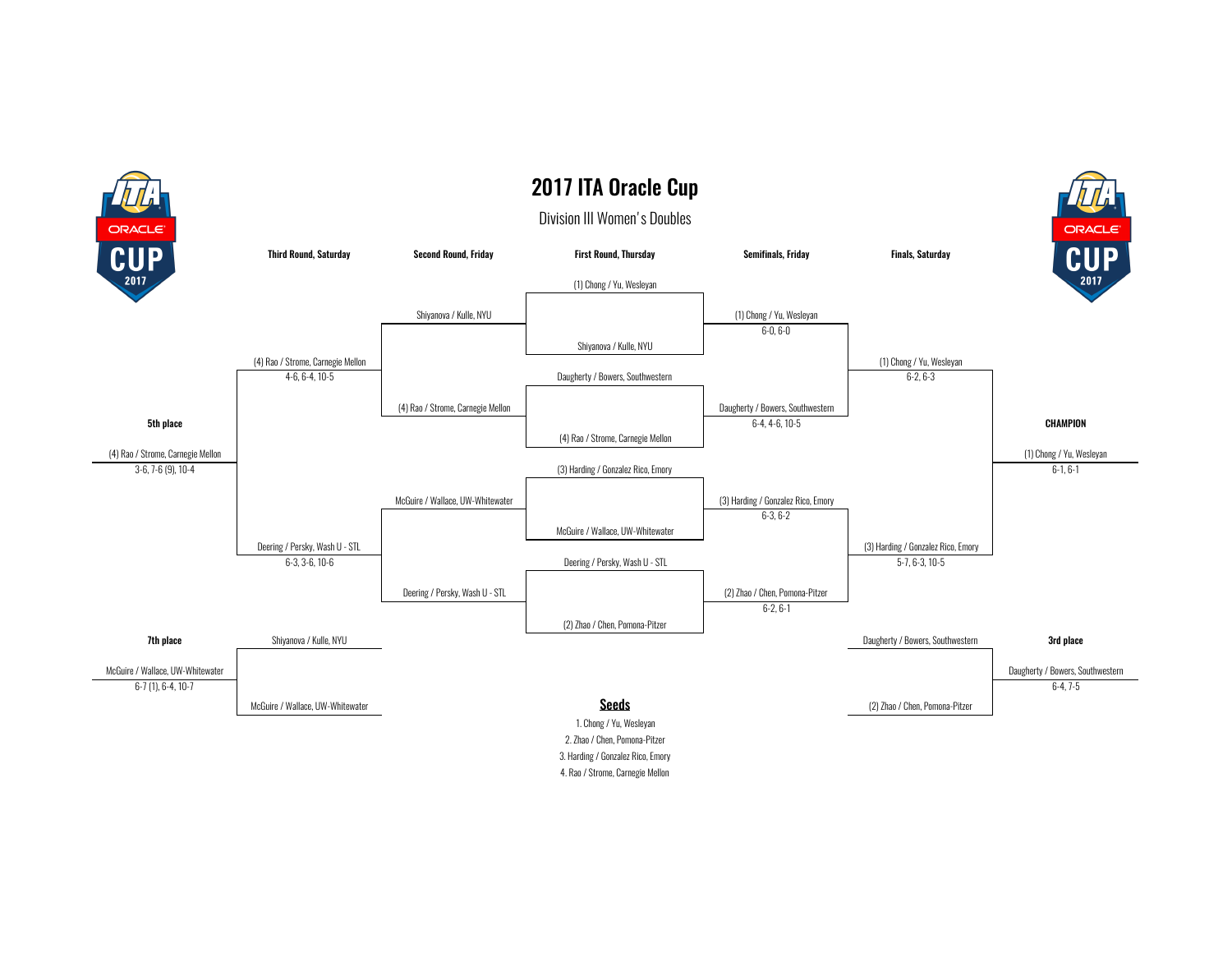# 2017 ITA Oracle Cup

## Division III Women's Doubles

### First Round, Thursday

(1) Chong / Yu, Wesleyan
Shiyanova / Kulle, NYU

Daugherty / Bowers, Southwestern
(4) Rao / Strome, Carnegie Mellon

(3) Harding / Gonzalez Rico, Emory
McGuire / Wallace, UW-Whitewater

Deering / Persky, Wash U - STL
(2) Zhao / Chen, Pomona-Pitzer

### Semifinals, Friday

(1) Chong / Yu, Wesleyan
6-0, 6-0

Daugherty / Bowers, Southwestern
6-4, 4-6, 10-5

(3) Harding / Gonzalez Rico, Emory
6-3, 6-2

(2) Zhao / Chen, Pomona-Pitzer
6-2, 6-1

### Finals, Saturday

(1) Chong / Yu, Wesleyan
6-2, 6-3

(3) Harding / Gonzalez Rico, Emory
5-7, 6-3, 10-5

**CHAMPION**

(1) Chong / Yu, Wesleyan
6-1, 6-1

**3rd place**

Daugherty / Bowers, Southwestern
(2) Zhao / Chen, Pomona-Pitzer

Daugherty / Bowers, Southwestern
6-4, 7-5

### Second Round, Friday

Shiyanova / Kulle, NYU
(4) Rao / Strome, Carnegie Mellon

McGuire / Wallace, UW-Whitewater
Deering / Persky, Wash U - STL

### Third Round, Saturday

(4) Rao / Strome, Carnegie Mellon
4-6, 6-4, 10-5

Deering / Persky, Wash U - STL
6-3, 3-6, 10-6

**5th place**

(4) Rao / Strome, Carnegie Mellon
3-6, 7-6 (9), 10-4

Shiyanova / Kulle, NYU
McGuire / Wallace, UW-Whitewater

**7th place**

McGuire / Wallace, UW-Whitewater
6-7 (1), 6-4, 10-7

### Seeds

1. Chong / Yu, Wesleyan
2. Zhao / Chen, Pomona-Pitzer
3. Harding / Gonzalez Rico, Emory
4. Rao / Strome, Carnegie Mellon